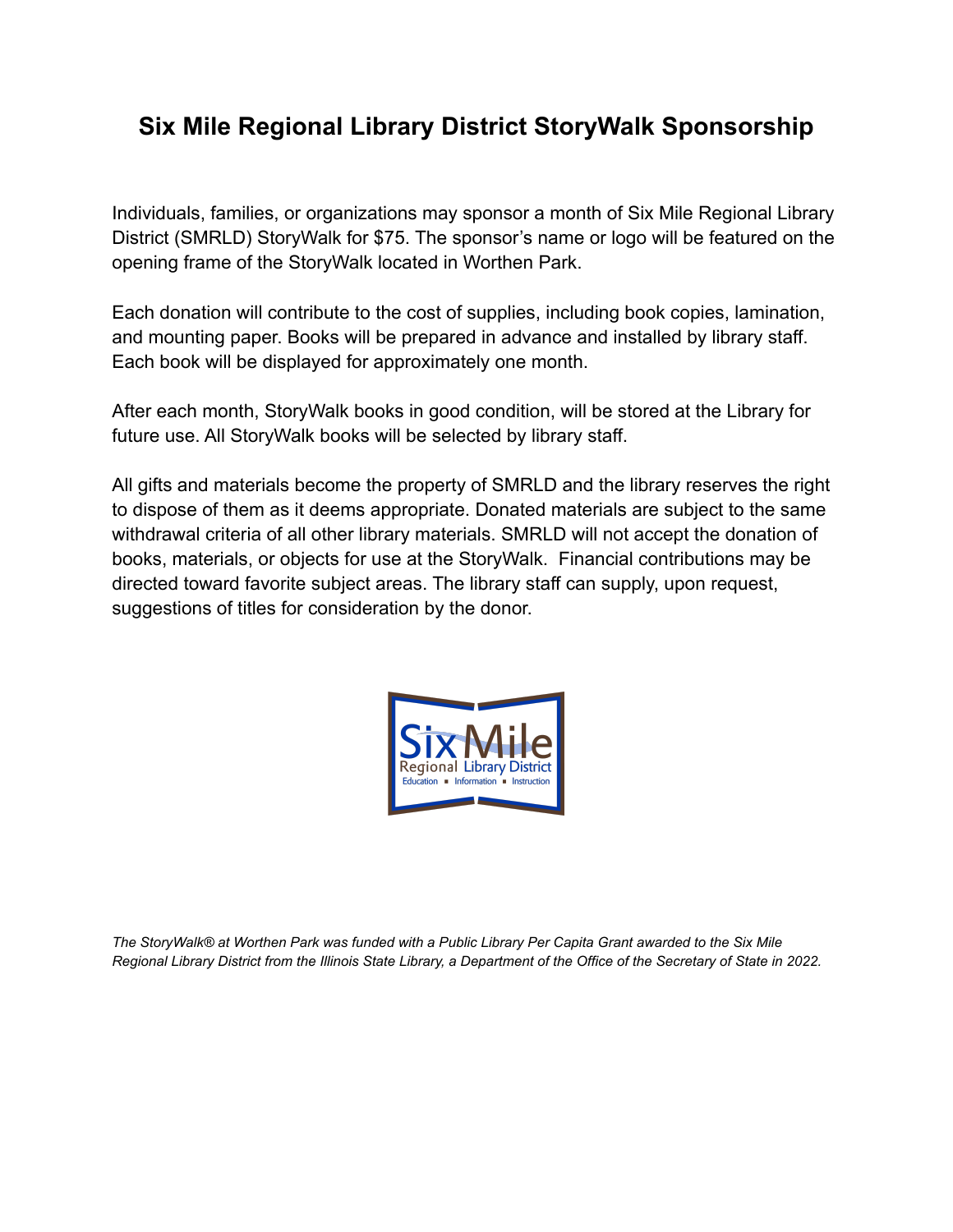# Six Mile Regional Library District StoryWalk Sponsorship

Individuals, families, or organizations may sponsor a month of Six Mile Regional Library District (SMRLD) StoryWalk for $75. The sponsor's name or logo will be featured on the opening frame of the StoryWalk located in Worthen Park.

Each donation will contribute to the cost of supplies, including book copies, lamination, and mounting paper. Books will be prepared in advance and installed by library staff. Each book will be displayed for approximately one month.

After each month, StoryWalk books in good condition, will be stored at the Library for future use. All StoryWalk books will be selected by library staff.

All gifts and materials become the property of SMRLD and the library reserves the right to dispose of them as it deems appropriate. Donated materials are subject to the same withdrawal criteria of all other library materials. SMRLD will not accept the donation of books, materials, or objects for use at the StoryWalk. Financial contributions may be directed toward favorite subject areas. The library staff can supply, upon request, suggestions of titles for consideration by the donor.

Six Mile Regional Library District
Education ▪ Information ▪ Instruction

*The StoryWalk® at Worthen Park was funded with a Public Library Per Capita Grant awarded to the Six Mile Regional Library District from the Illinois State Library, a Department of the Office of the Secretary of State in 2022.*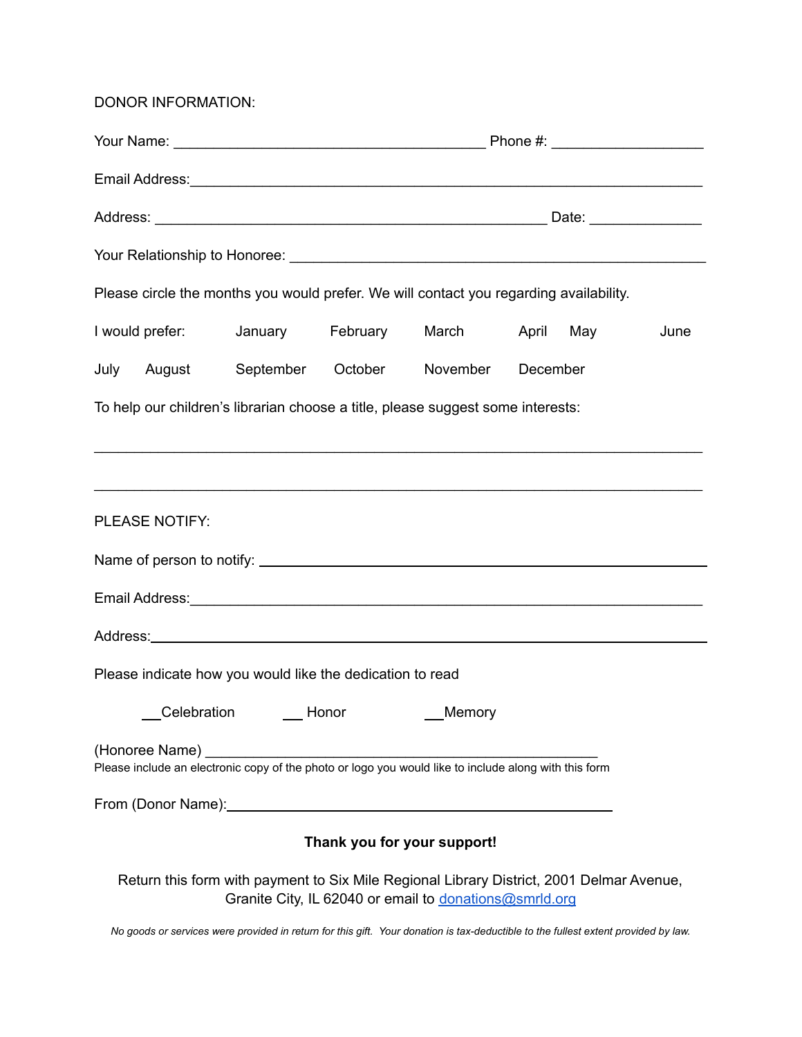DONOR INFORMATION:

Your Name: ________________________________________ Phone #: ___________________

Email Address:___________________________________________________________________

Address: ___________________________________________________ Date: ______________

Your Relationship to Honoree: ______________________________________________________

Please circle the months you would prefer. We will contact you regarding availability.

I would prefer: January February March April May June

July August September October November December

To help our children's librarian choose a title, please suggest some interests:

_______________________________________________________________________________

_______________________________________________________________________________

PLEASE NOTIFY:

Name of person to notify: ___________________________________________________________

Email Address:___________________________________________________________________

Address:_________________________________________________________________________

Please indicate how you would like the dedication to read

___Celebration ___ Honor ___Memory

(Honoree Name) ___________________________________________________

Please include an electronic copy of the photo or logo you would like to include along with this form

From (Donor Name):________________________________________________

**Thank you for your support!**

Return this form with payment to Six Mile Regional Library District, 2001 Delmar Avenue, Granite City, IL 62040 or email to donations@smrld.org

*No goods or services were provided in return for this gift. Your donation is tax-deductible to the fullest extent provided by law.*